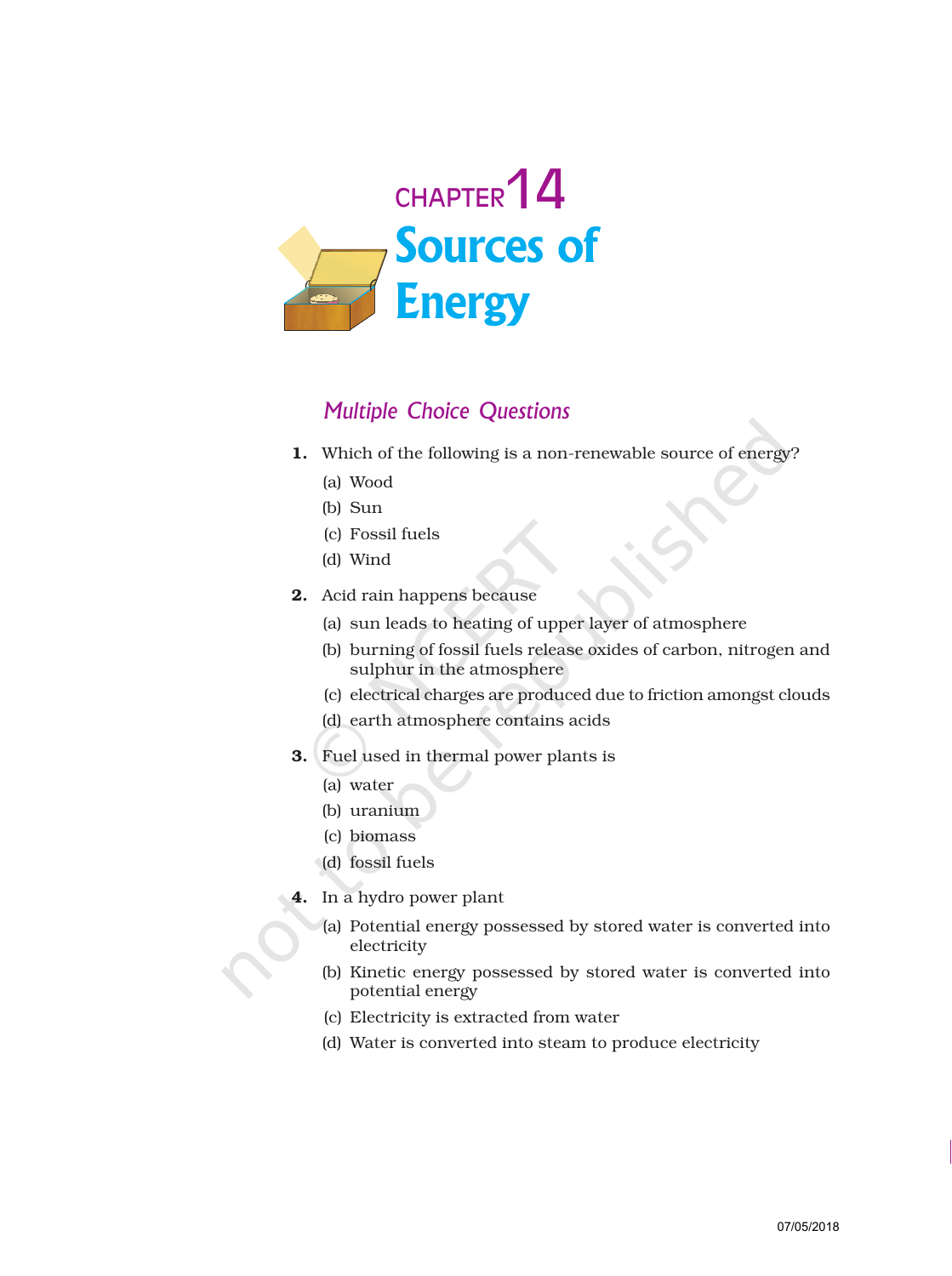# CHAPTER 14

# Sources of Energy

## *Multiple Choice Questions*

**1.** Which of the following is a non-renewable source of energy?

(a) Wood

(b) Sun

(c) Fossil fuels

(d) Wind

**2.** Acid rain happens because

(a) sun leads to heating of upper layer of atmosphere

(b) burning of fossil fuels release oxides of carbon, nitrogen and sulphur in the atmosphere

(c) electrical charges are produced due to friction amongst clouds

(d) earth atmosphere contains acids

**3.** Fuel used in thermal power plants is

(a) water

(b) uranium

(c) biomass

(d) fossil fuels

**4.** In a hydro power plant

(a) Potential energy possessed by stored water is converted into electricity

(b) Kinetic energy possessed by stored water is converted into potential energy

(c) Electricity is extracted from water

(d) Water is converted into steam to produce electricity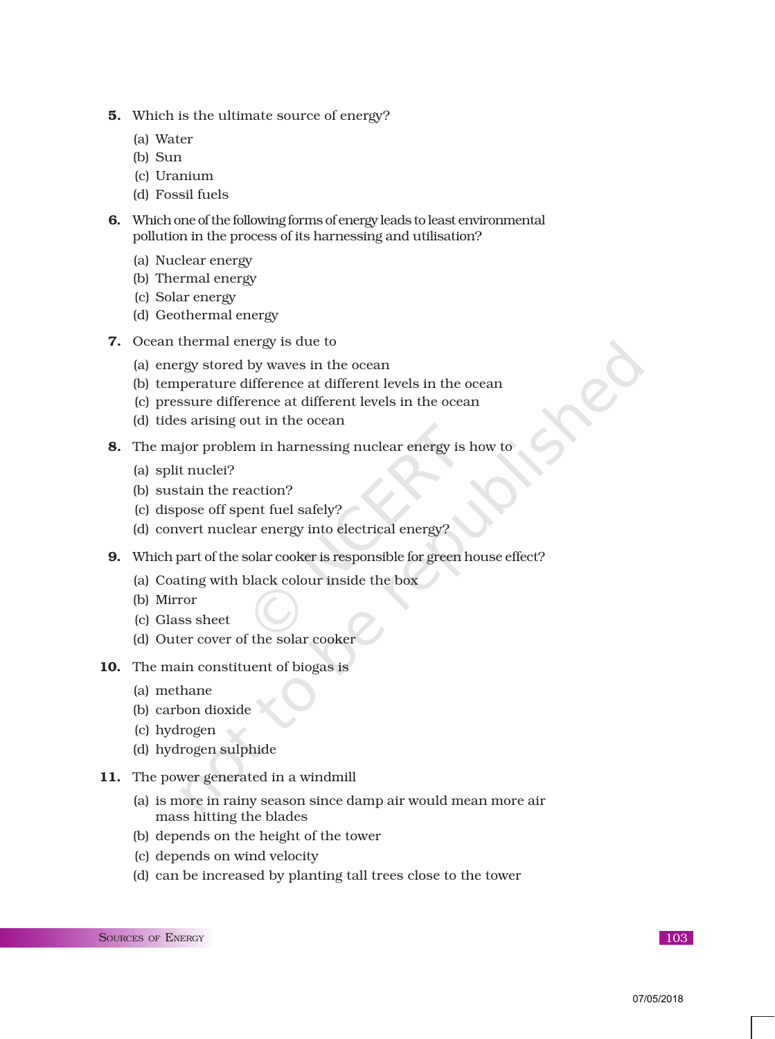5. Which is the ultimate source of energy?

    (a) Water
    (b) Sun
    (c) Uranium
    (d) Fossil fuels

6. Which one of the following forms of energy leads to least environmental pollution in the process of its harnessing and utilisation?

    (a) Nuclear energy
    (b) Thermal energy
    (c) Solar energy
    (d) Geothermal energy

7. Ocean thermal energy is due to

    (a) energy stored by waves in the ocean
    (b) temperature difference at different levels in the ocean
    (c) pressure difference at different levels in the ocean
    (d) tides arising out in the ocean

8. The major problem in harnessing nuclear energy is how to

    (a) split nuclei?
    (b) sustain the reaction?
    (c) dispose off spent fuel safely?
    (d) convert nuclear energy into electrical energy?

9. Which part of the solar cooker is responsible for green house effect?

    (a) Coating with black colour inside the box
    (b) Mirror
    (c) Glass sheet
    (d) Outer cover of the solar cooker

10. The main constituent of biogas is

    (a) methane
    (b) carbon dioxide
    (c) hydrogen
    (d) hydrogen sulphide

11. The power generated in a windmill

    (a) is more in rainy season since damp air would mean more air mass hitting the blades
    (b) depends on the height of the tower
    (c) depends on wind velocity
    (d) can be increased by planting tall trees close to the tower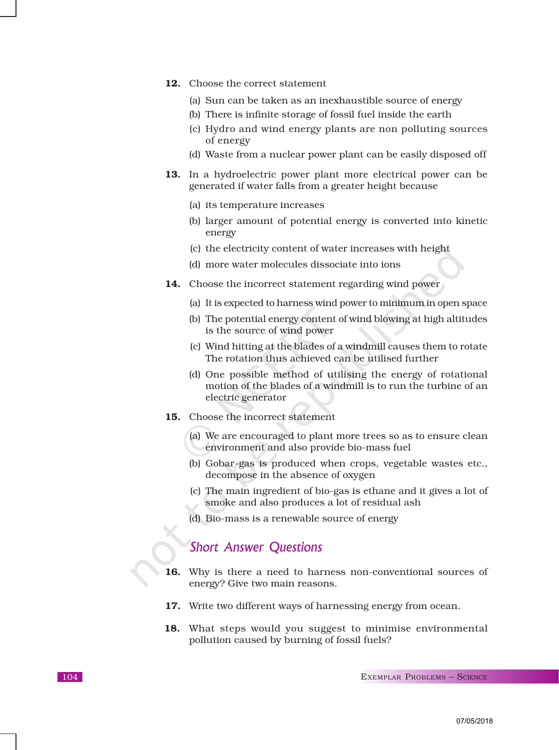12. Choose the correct statement

    (a) Sun can be taken as an inexhaustible source of energy
    (b) There is infinite storage of fossil fuel inside the earth
    (c) Hydro and wind energy plants are non polluting sources of energy
    (d) Waste from a nuclear power plant can be easily disposed off

13. In a hydroelectric power plant more electrical power can be generated if water falls from a greater height because

    (a) its temperature increases
    (b) larger amount of potential energy is converted into kinetic energy
    (c) the electricity content of water increases with height
    (d) more water molecules dissociate into ions

14. Choose the incorrect statement regarding wind power

    (a) It is expected to harness wind power to minimum in open space
    (b) The potential energy content of wind blowing at high altitudes is the source of wind power
    (c) Wind hitting at the blades of a windmill causes them to rotate The rotation thus achieved can be utilised further
    (d) One possible method of utilising the energy of rotational motion of the blades of a windmill is to run the turbine of an electric generator

15. Choose the incorrect statement

    (a) We are encouraged to plant more trees so as to ensure clean environment and also provide bio-mass fuel
    (b) Gobar-gas is produced when crops, vegetable wastes etc., decompose in the absence of oxygen
    (c) The main ingredient of bio-gas is ethane and it gives a lot of smoke and also produces a lot of residual ash
    (d) Bio-mass is a renewable source of energy

## *Short Answer Questions*

16. Why is there a need to harness non-conventional sources of energy? Give two main reasons.

17. Write two different ways of harnessing energy from ocean.

18. What steps would you suggest to minimise environmental pollution caused by burning of fossil fuels?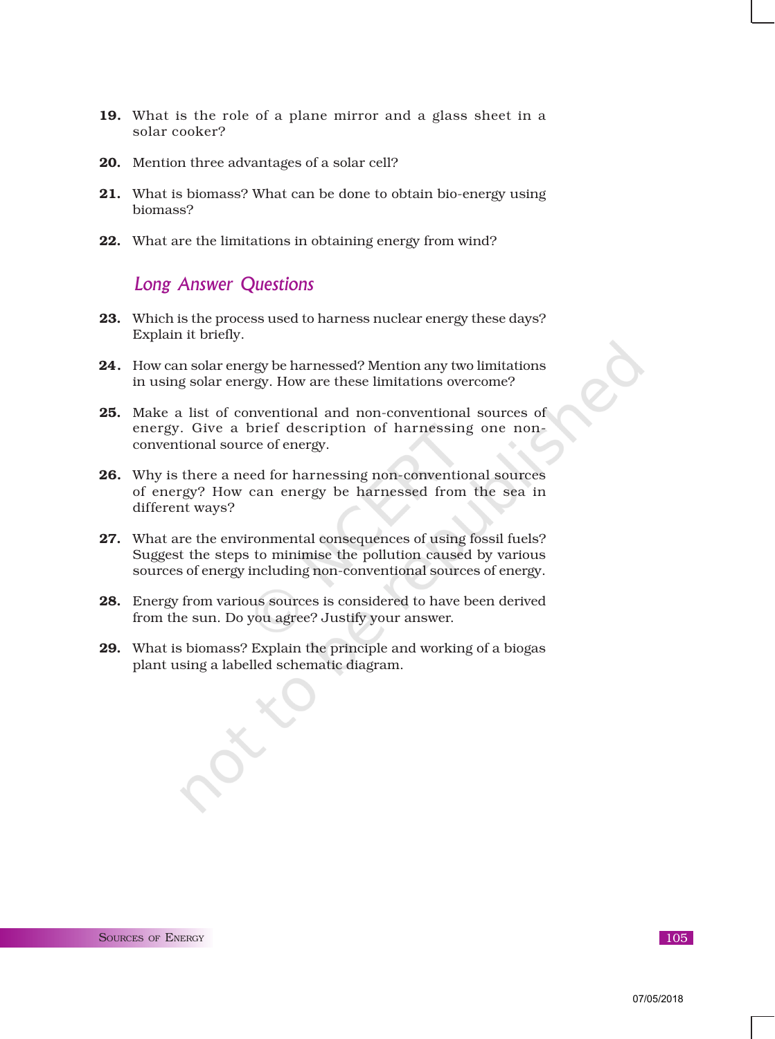19. What is the role of a plane mirror and a glass sheet in a solar cooker?

20. Mention three advantages of a solar cell?

21. What is biomass? What can be done to obtain bio-energy using biomass?

22. What are the limitations in obtaining energy from wind?

## *Long Answer Questions*

23. Which is the process used to harness nuclear energy these days? Explain it briefly.

24. How can solar energy be harnessed? Mention any two limitations in using solar energy. How are these limitations overcome?

25. Make a list of conventional and non-conventional sources of energy. Give a brief description of harnessing one non-conventional source of energy.

26. Why is there a need for harnessing non-conventional sources of energy? How can energy be harnessed from the sea in different ways?

27. What are the environmental consequences of using fossil fuels? Suggest the steps to minimise the pollution caused by various sources of energy including non-conventional sources of energy.

28. Energy from various sources is considered to have been derived from the sun. Do you agree? Justify your answer.

29. What is biomass? Explain the principle and working of a biogas plant using a labelled schematic diagram.